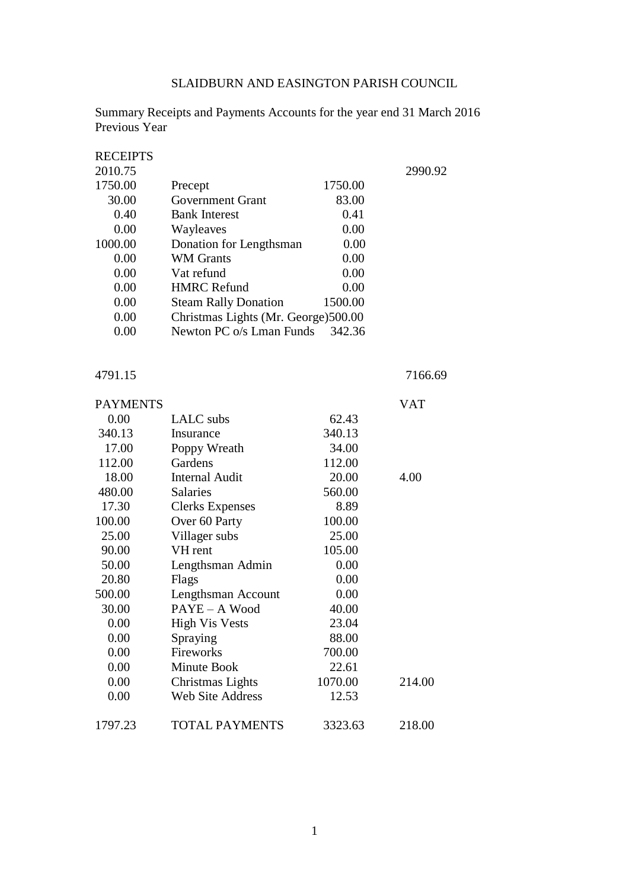SLAIDBURN AND EASINGTON PARISH COUNCIL

Summary Receipts and Payments Accounts for the year end 31 March 2016
Previous Year

RECEIPTS

| Previous Year | | Current Year | |
|---|---|---|---|
| 2010.75 | | | 2990.92 |
| 1750.00 | Precept | 1750.00 | |
| 30.00 | Government Grant | 83.00 | |
| 0.40 | Bank Interest | 0.41 | |
| 0.00 | Wayleaves | 0.00 | |
| 1000.00 | Donation for Lengthsman | 0.00 | |
| 0.00 | WM Grants | 0.00 | |
| 0.00 | Vat refund | 0.00 | |
| 0.00 | HMRC Refund | 0.00 | |
| 0.00 | Steam Rally Donation | 1500.00 | |
| 0.00 | Christmas Lights (Mr. George) | 500.00 | |
| 0.00 | Newton PC o/s Lman Funds | 342.36 | |
| | | | |
| 4791.15 | | | 7166.69 |

| PAYMENTS | | | VAT |
|---|---|---|---|
| 0.00 | LALC subs | 62.43 | |
| 340.13 | Insurance | 340.13 | |
| 17.00 | Poppy Wreath | 34.00 | |
| 112.00 | Gardens | 112.00 | |
| 18.00 | Internal Audit | 20.00 | 4.00 |
| 480.00 | Salaries | 560.00 | |
| 17.30 | Clerks Expenses | 8.89 | |
| 100.00 | Over 60 Party | 100.00 | |
| 25.00 | Villager subs | 25.00 | |
| 90.00 | VH rent | 105.00 | |
| 50.00 | Lengthsman Admin | 0.00 | |
| 20.80 | Flags | 0.00 | |
| 500.00 | Lengthsman Account | 0.00 | |
| 30.00 | PAYE – A Wood | 40.00 | |
| 0.00 | High Vis Vests | 23.04 | |
| 0.00 | Spraying | 88.00 | |
| 0.00 | Fireworks | 700.00 | |
| 0.00 | Minute Book | 22.61 | |
| 0.00 | Christmas Lights | 1070.00 | 214.00 |
| 0.00 | Web Site Address | 12.53 | |
| | | | |
| 1797.23 | TOTAL PAYMENTS | 3323.63 | 218.00 |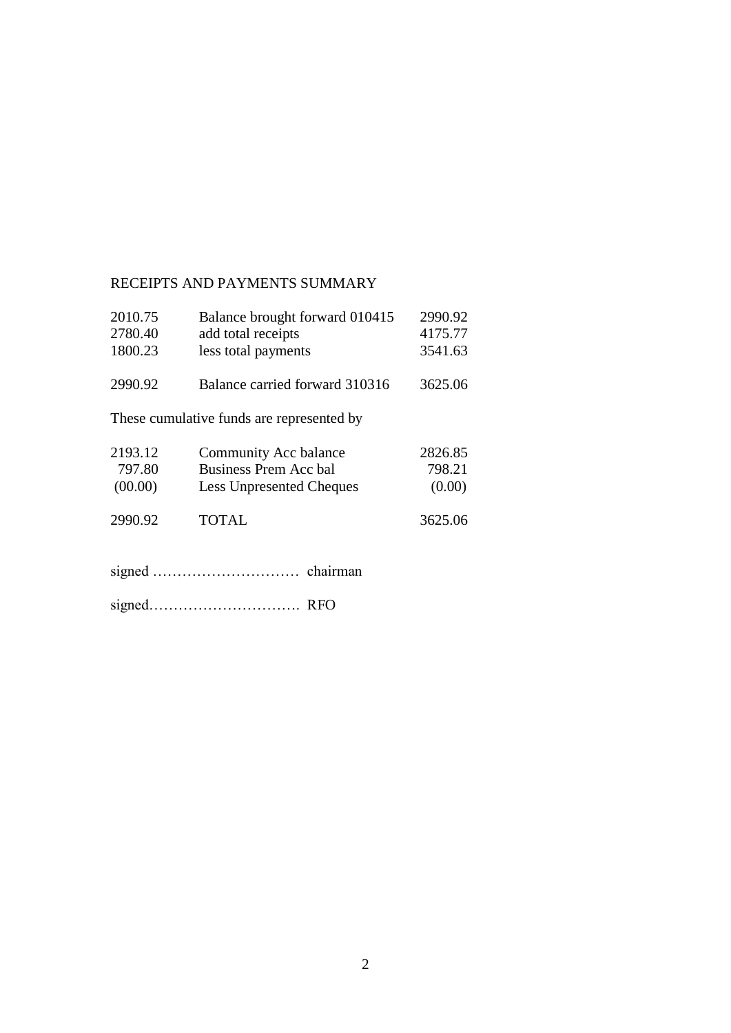RECEIPTS AND PAYMENTS SUMMARY

| | | |
|---|---|---|
| 2010.75 | Balance brought forward 010415 | 2990.92 |
| 2780.40 | add total receipts | 4175.77 |
| 1800.23 | less total payments | 3541.63 |
| 2990.92 | Balance carried forward 310316 | 3625.06 |

These cumulative funds are represented by

| | | |
|---|---|---|
| 2193.12 | Community Acc balance | 2826.85 |
| 797.80 | Business Prem Acc bal | 798.21 |
| (00.00) | Less Unpresented Cheques | (0.00) |
| 2990.92 | TOTAL | 3625.06 |

signed ………………………… chairman

signed…………………………. RFO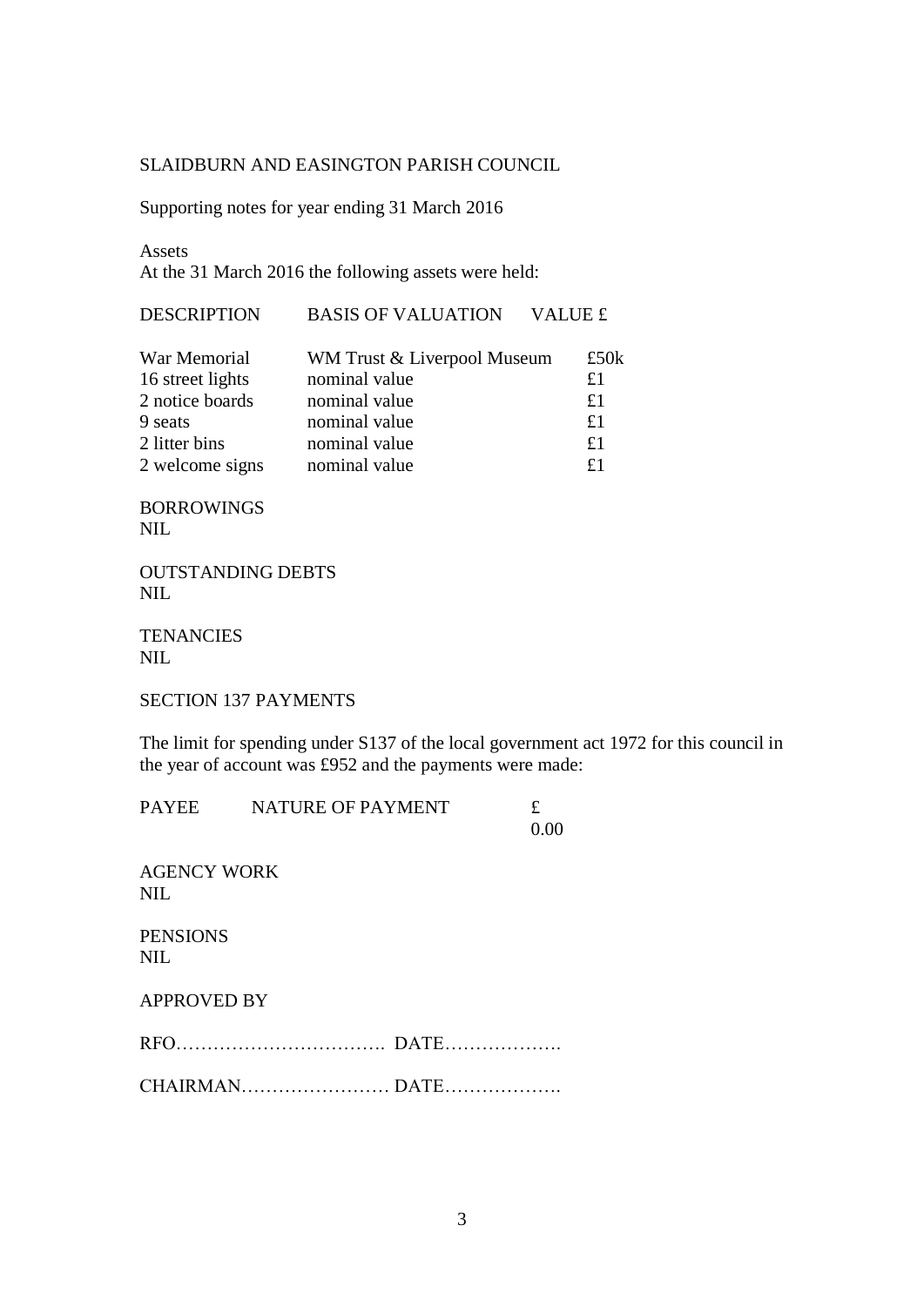SLAIDBURN AND EASINGTON PARISH COUNCIL

Supporting notes for year ending 31 March 2016

Assets

At the 31 March 2016 the following assets were held:

| DESCRIPTION | BASIS OF VALUATION | VALUE £ |
|---|---|---|
| War Memorial | WM Trust & Liverpool Museum | £50k |
| 16 street lights | nominal value | £1 |
| 2 notice boards | nominal value | £1 |
| 9 seats | nominal value | £1 |
| 2 litter bins | nominal value | £1 |
| 2 welcome signs | nominal value | £1 |

BORROWINGS

NIL

OUTSTANDING DEBTS

NIL

TENANCIES

NIL

SECTION 137 PAYMENTS

The limit for spending under S137 of the local government act 1972 for this council in the year of account was £952 and the payments were made:

| PAYEE | NATURE OF PAYMENT | £ |
|---|---|---|
| | | 0.00 |

AGENCY WORK

NIL

PENSIONS

NIL

APPROVED BY

RFO…………………………….. DATE……………….

CHAIRMAN…………………… DATE……………….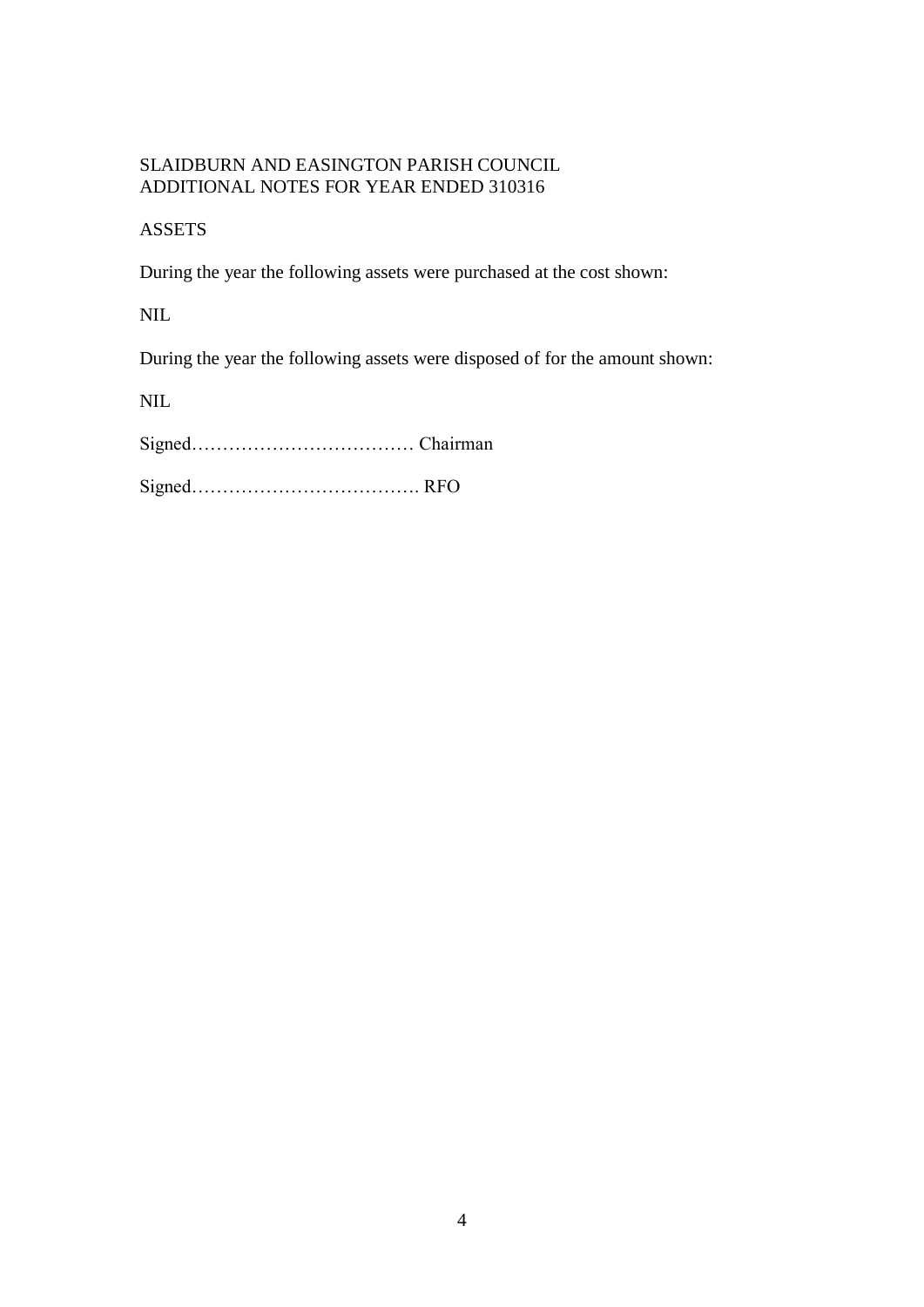SLAIDBURN AND EASINGTON PARISH COUNCIL
ADDITIONAL NOTES FOR YEAR ENDED 310316

ASSETS

During the year the following assets were purchased at the cost shown:

NIL

During the year the following assets were disposed of for the amount shown:

NIL

Signed……………………………… Chairman

Signed………………………………. RFO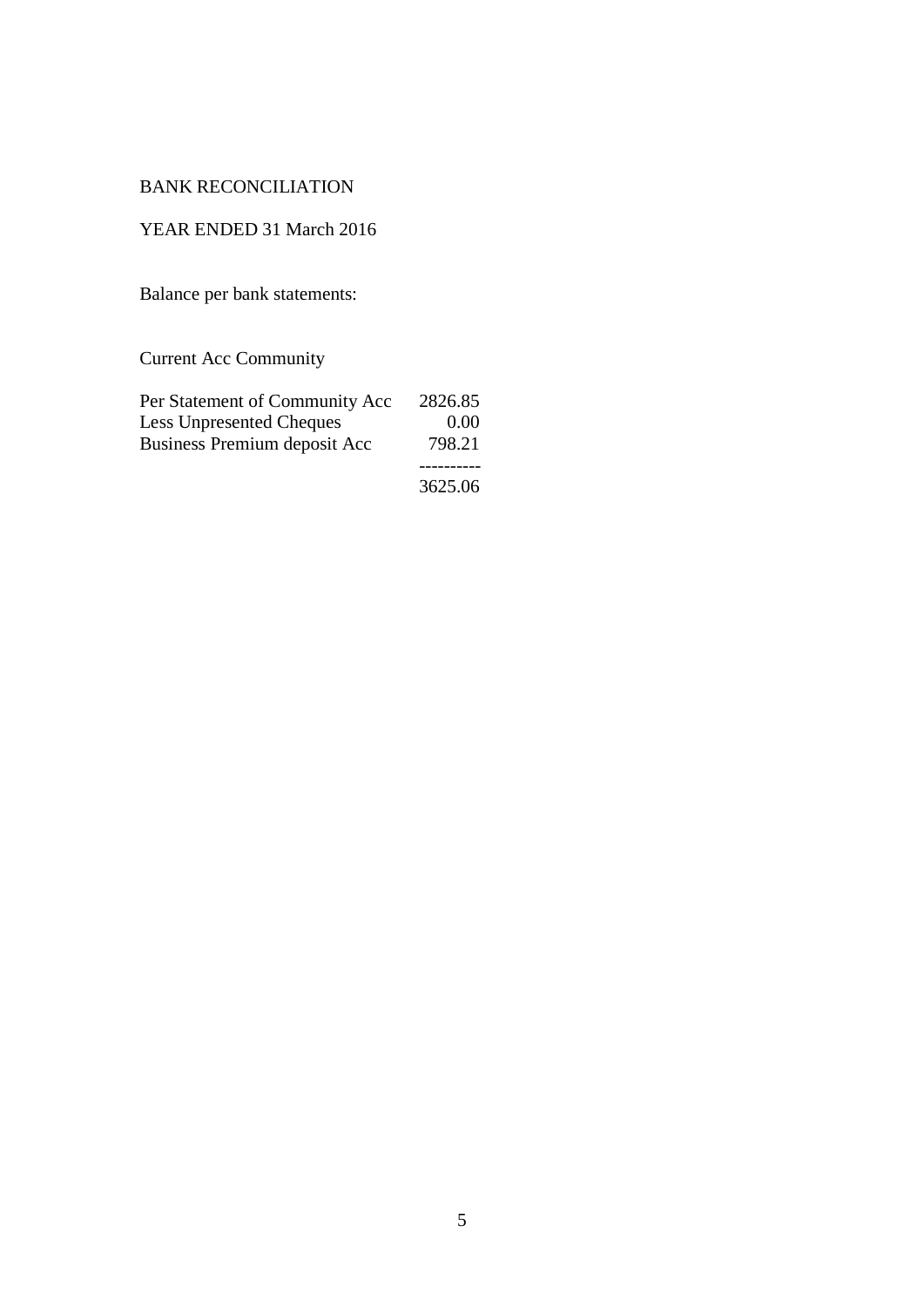BANK RECONCILIATION

YEAR ENDED 31 March 2016

Balance per bank statements:

Current Acc Community

| | |
|---|---|
| Per Statement of Community Acc | 2826.85 |
| Less Unpresented Cheques | 0.00 |
| Business Premium deposit Acc | 798.21 |
| | ---------- |
| | 3625.06 |